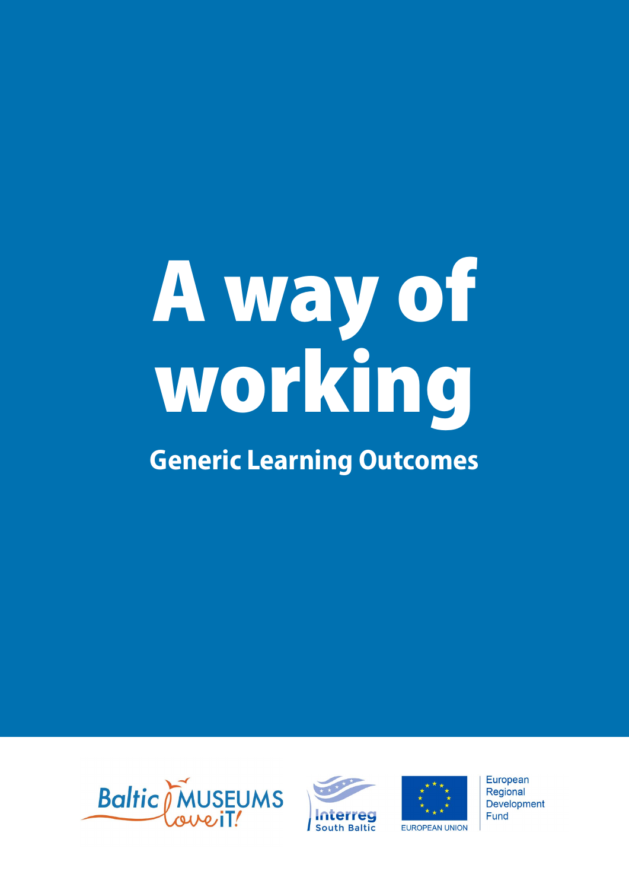# A way of working

## Generic Learning Outcomes

Baltic MUSEUMS love iT!

Interreg South Baltic

EUROPEAN UNION

European Regional Development Fund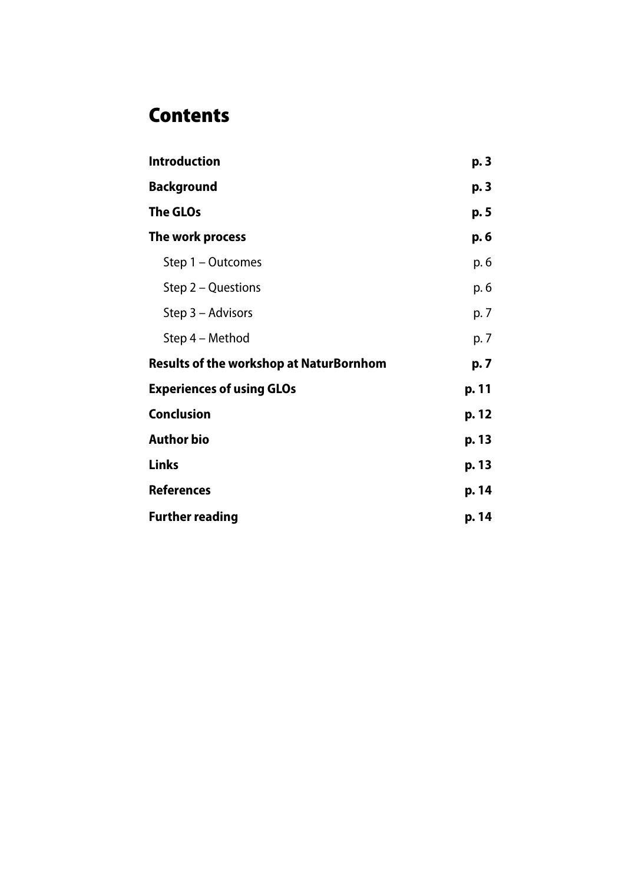# Contents

| | |
|---|---|
| **Introduction** | **p. 3** |
| **Background** | **p. 3** |
| **The GLOs** | **p. 5** |
| **The work process** | **p. 6** |
| Step 1 – Outcomes | p. 6 |
| Step 2 – Questions | p. 6 |
| Step 3 – Advisors | p. 7 |
| Step 4 – Method | p. 7 |
| **Results of the workshop at NaturBornhom** | **p. 7** |
| **Experiences of using GLOs** | **p. 11** |
| **Conclusion** | **p. 12** |
| **Author bio** | **p. 13** |
| **Links** | **p. 13** |
| **References** | **p. 14** |
| **Further reading** | **p. 14** |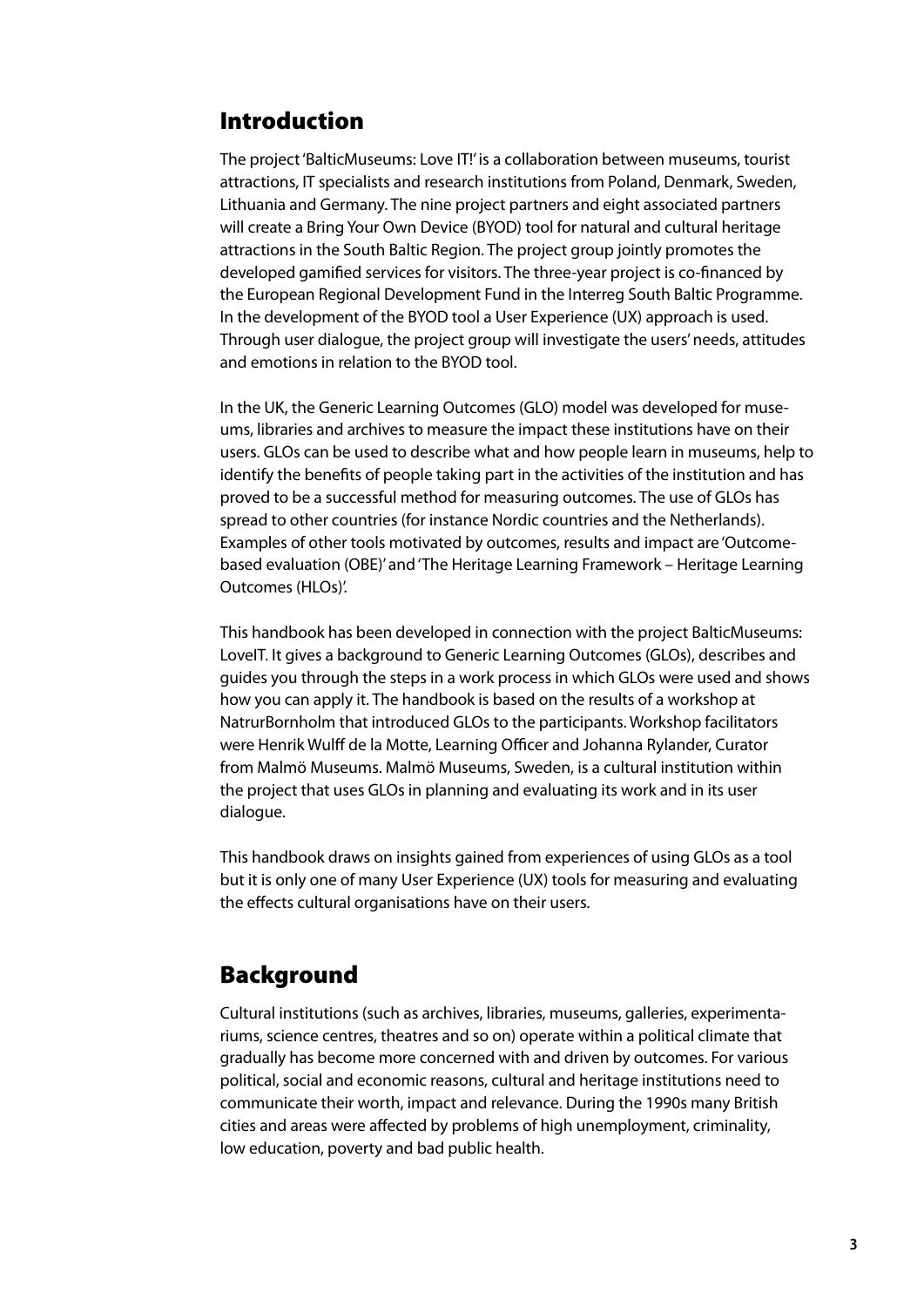## Introduction

The project 'BalticMuseums: Love IT!' is a collaboration between museums, tourist attractions, IT specialists and research institutions from Poland, Denmark, Sweden, Lithuania and Germany. The nine project partners and eight associated partners will create a Bring Your Own Device (BYOD) tool for natural and cultural heritage attractions in the South Baltic Region. The project group jointly promotes the developed gamified services for visitors. The three-year project is co-financed by the European Regional Development Fund in the Interreg South Baltic Programme. In the development of the BYOD tool a User Experience (UX) approach is used. Through user dialogue, the project group will investigate the users' needs, attitudes and emotions in relation to the BYOD tool.

In the UK, the Generic Learning Outcomes (GLO) model was developed for museums, libraries and archives to measure the impact these institutions have on their users. GLOs can be used to describe what and how people learn in museums, help to identify the benefits of people taking part in the activities of the institution and has proved to be a successful method for measuring outcomes. The use of GLOs has spread to other countries (for instance Nordic countries and the Netherlands). Examples of other tools motivated by outcomes, results and impact are 'Outcome-based evaluation (OBE)' and 'The Heritage Learning Framework – Heritage Learning Outcomes (HLOs)'.

This handbook has been developed in connection with the project BalticMuseums: LoveIT. It gives a background to Generic Learning Outcomes (GLOs), describes and guides you through the steps in a work process in which GLOs were used and shows how you can apply it. The handbook is based on the results of a workshop at NatrurBornholm that introduced GLOs to the participants. Workshop facilitators were Henrik Wulff de la Motte, Learning Officer and Johanna Rylander, Curator from Malmö Museums. Malmö Museums, Sweden, is a cultural institution within the project that uses GLOs in planning and evaluating its work and in its user dialogue.

This handbook draws on insights gained from experiences of using GLOs as a tool but it is only one of many User Experience (UX) tools for measuring and evaluating the effects cultural organisations have on their users.

## Background

Cultural institutions (such as archives, libraries, museums, galleries, experimentariums, science centres, theatres and so on) operate within a political climate that gradually has become more concerned with and driven by outcomes. For various political, social and economic reasons, cultural and heritage institutions need to communicate their worth, impact and relevance. During the 1990s many British cities and areas were affected by problems of high unemployment, criminality, low education, poverty and bad public health.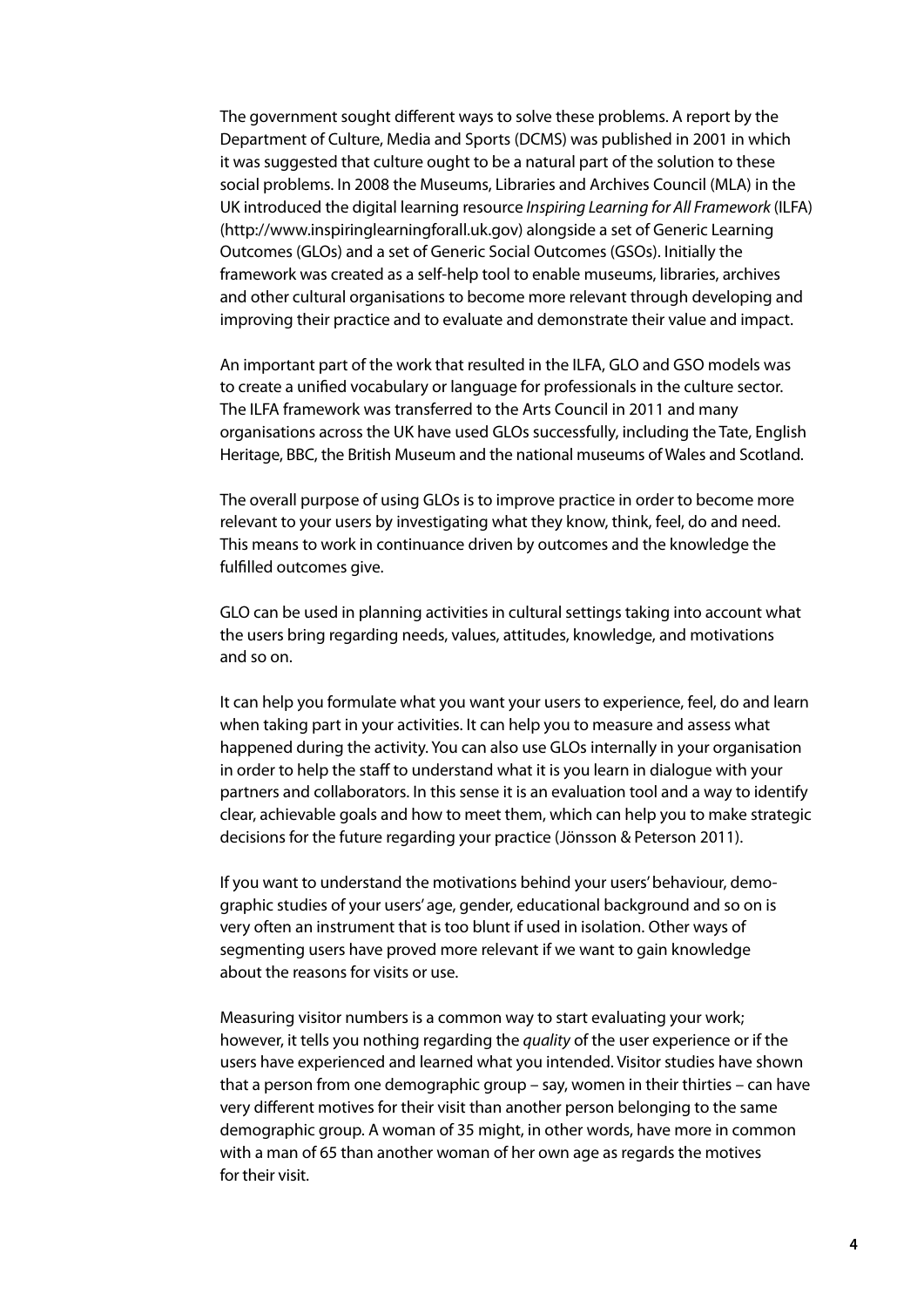The government sought different ways to solve these problems. A report by the Department of Culture, Media and Sports (DCMS) was published in 2001 in which it was suggested that culture ought to be a natural part of the solution to these social problems. In 2008 the Museums, Libraries and Archives Council (MLA) in the UK introduced the digital learning resource *Inspiring Learning for All Framework* (ILFA) (http://www.inspiringlearningforall.uk.gov) alongside a set of Generic Learning Outcomes (GLOs) and a set of Generic Social Outcomes (GSOs). Initially the framework was created as a self-help tool to enable museums, libraries, archives and other cultural organisations to become more relevant through developing and improving their practice and to evaluate and demonstrate their value and impact.

An important part of the work that resulted in the ILFA, GLO and GSO models was to create a unified vocabulary or language for professionals in the culture sector. The ILFA framework was transferred to the Arts Council in 2011 and many organisations across the UK have used GLOs successfully, including the Tate, English Heritage, BBC, the British Museum and the national museums of Wales and Scotland.

The overall purpose of using GLOs is to improve practice in order to become more relevant to your users by investigating what they know, think, feel, do and need. This means to work in continuance driven by outcomes and the knowledge the fulfilled outcomes give.

GLO can be used in planning activities in cultural settings taking into account what the users bring regarding needs, values, attitudes, knowledge, and motivations and so on.

It can help you formulate what you want your users to experience, feel, do and learn when taking part in your activities. It can help you to measure and assess what happened during the activity. You can also use GLOs internally in your organisation in order to help the staff to understand what it is you learn in dialogue with your partners and collaborators. In this sense it is an evaluation tool and a way to identify clear, achievable goals and how to meet them, which can help you to make strategic decisions for the future regarding your practice (Jönsson & Peterson 2011).

If you want to understand the motivations behind your users' behaviour, demographic studies of your users' age, gender, educational background and so on is very often an instrument that is too blunt if used in isolation. Other ways of segmenting users have proved more relevant if we want to gain knowledge about the reasons for visits or use.

Measuring visitor numbers is a common way to start evaluating your work; however, it tells you nothing regarding the *quality* of the user experience or if the users have experienced and learned what you intended. Visitor studies have shown that a person from one demographic group – say, women in their thirties – can have very different motives for their visit than another person belonging to the same demographic group. A woman of 35 might, in other words, have more in common with a man of 65 than another woman of her own age as regards the motives for their visit.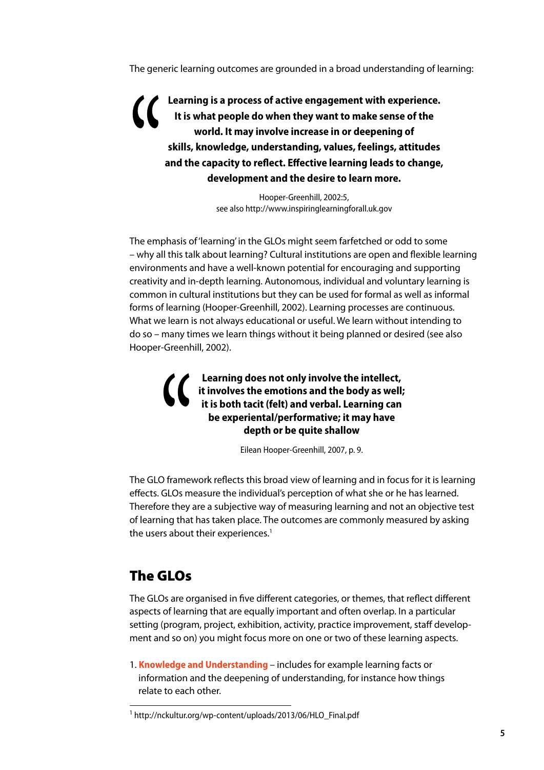The generic learning outcomes are grounded in a broad understanding of learning:

> **Learning is a process of active engagement with experience. It is what people do when they want to make sense of the world. It may involve increase in or deepening of skills, knowledge, understanding, values, feelings, attitudes and the capacity to reflect. Effective learning leads to change, development and the desire to learn more.**
>
> Hooper-Greenhill, 2002:5,
> see also http://www.inspiringlearningforall.uk.gov

The emphasis of 'learning' in the GLOs might seem farfetched or odd to some – why all this talk about learning? Cultural institutions are open and flexible learning environments and have a well-known potential for encouraging and supporting creativity and in-depth learning. Autonomous, individual and voluntary learning is common in cultural institutions but they can be used for formal as well as informal forms of learning (Hooper-Greenhill, 2002). Learning processes are continuous. What we learn is not always educational or useful. We learn without intending to do so – many times we learn things without it being planned or desired (see also Hooper-Greenhill, 2002).

> **Learning does not only involve the intellect, it involves the emotions and the body as well; it is both tacit (felt) and verbal. Learning can be experiental/performative; it may have depth or be quite shallow**
>
> Eilean Hooper-Greenhill, 2007, p. 9.

The GLO framework reflects this broad view of learning and in focus for it is learning effects. GLOs measure the individual's perception of what she or he has learned. Therefore they are a subjective way of measuring learning and not an objective test of learning that has taken place. The outcomes are commonly measured by asking the users about their experiences.[1]

## The GLOs

The GLOs are organised in five different categories, or themes, that reflect different aspects of learning that are equally important and often overlap. In a particular setting (program, project, exhibition, activity, practice improvement, staff development and so on) you might focus more on one or two of these learning aspects.

1. **Knowledge and Understanding** – includes for example learning facts or information and the deepening of understanding, for instance how things relate to each other.

[1] http://nckultur.org/wp-content/uploads/2013/06/HLO_Final.pdf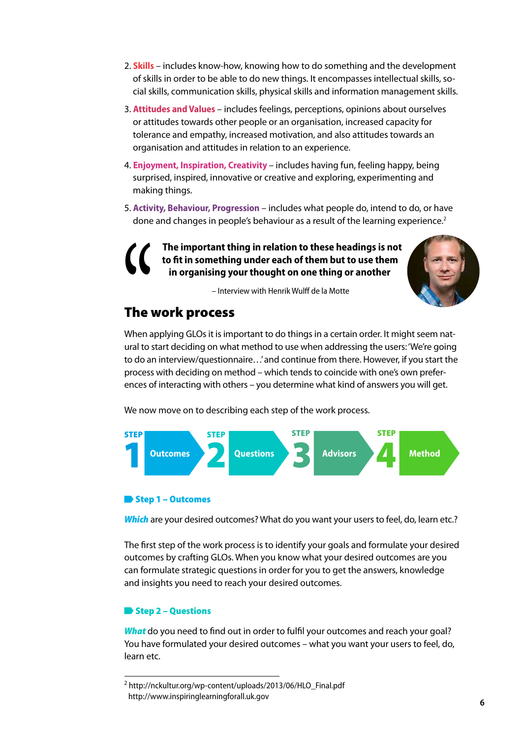2. **Skills** – includes know-how, knowing how to do something and the development of skills in order to be able to do new things. It encompasses intellectual skills, social skills, communication skills, physical skills and information management skills.
3. **Attitudes and Values** – includes feelings, perceptions, opinions about ourselves or attitudes towards other people or an organisation, increased capacity for tolerance and empathy, increased motivation, and also attitudes towards an organisation and attitudes in relation to an experience.
4. **Enjoyment, Inspiration, Creativity** – includes having fun, feeling happy, being surprised, inspired, innovative or creative and exploring, experimenting and making things.
5. **Activity, Behaviour, Progression** – includes what people do, intend to do, or have done and changes in people's behaviour as a result of the learning experience.[2]

> **The important thing in relation to these headings is not to fit in something under each of them but to use them in organising your thought on one thing or another**
>
> – Interview with Henrik Wulff de la Motte

## The work process

When applying GLOs it is important to do things in a certain order. It might seem natural to start deciding on what method to use when addressing the users: 'We're going to do an interview/questionnaire…' and continue from there. However, if you start the process with deciding on method – which tends to coincide with one's own preferences of interacting with others – you determine what kind of answers you will get.

We now move on to describing each step of the work process.

STEP 1 Outcomes → STEP 2 Questions → STEP 3 Advisors → STEP 4 Method

### Step 1 – Outcomes

***Which*** are your desired outcomes? What do you want your users to feel, do, learn etc.?

The first step of the work process is to identify your goals and formulate your desired outcomes by crafting GLOs. When you know what your desired outcomes are you can formulate strategic questions in order for you to get the answers, knowledge and insights you need to reach your desired outcomes.

### Step 2 – Questions

***What*** do you need to find out in order to fulfil your outcomes and reach your goal? You have formulated your desired outcomes – what you want your users to feel, do, learn etc.

---

[2] http://nckultur.org/wp-content/uploads/2013/06/HLO_Final.pdf
http://www.inspiringlearningforall.uk.gov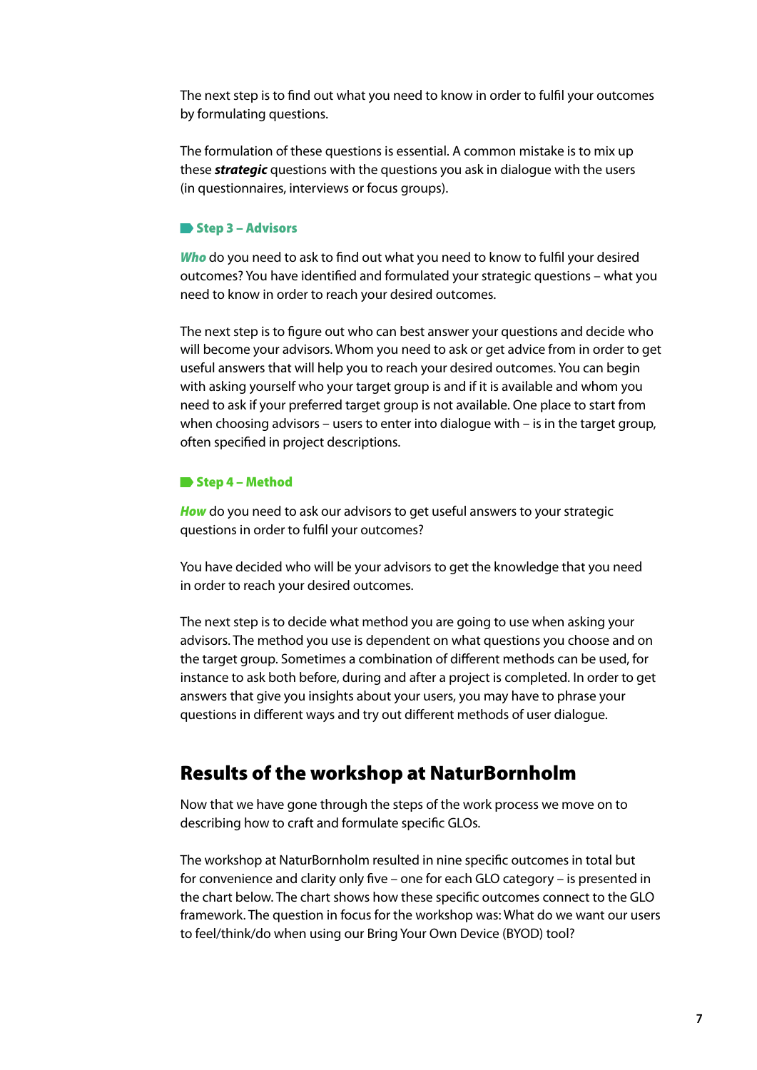The next step is to find out what you need to know in order to fulfil your outcomes by formulating questions.

The formulation of these questions is essential. A common mistake is to mix up these ***strategic*** questions with the questions you ask in dialogue with the users (in questionnaires, interviews or focus groups).

### Step 3 – Advisors

***Who*** do you need to ask to find out what you need to know to fulfil your desired outcomes? You have identified and formulated your strategic questions – what you need to know in order to reach your desired outcomes.

The next step is to figure out who can best answer your questions and decide who will become your advisors. Whom you need to ask or get advice from in order to get useful answers that will help you to reach your desired outcomes. You can begin with asking yourself who your target group is and if it is available and whom you need to ask if your preferred target group is not available. One place to start from when choosing advisors – users to enter into dialogue with – is in the target group, often specified in project descriptions.

### Step 4 – Method

***How*** do you need to ask our advisors to get useful answers to your strategic questions in order to fulfil your outcomes?

You have decided who will be your advisors to get the knowledge that you need in order to reach your desired outcomes.

The next step is to decide what method you are going to use when asking your advisors. The method you use is dependent on what questions you choose and on the target group. Sometimes a combination of different methods can be used, for instance to ask both before, during and after a project is completed. In order to get answers that give you insights about your users, you may have to phrase your questions in different ways and try out different methods of user dialogue.

## Results of the workshop at NaturBornholm

Now that we have gone through the steps of the work process we move on to describing how to craft and formulate specific GLOs.

The workshop at NaturBornholm resulted in nine specific outcomes in total but for convenience and clarity only five – one for each GLO category – is presented in the chart below. The chart shows how these specific outcomes connect to the GLO framework. The question in focus for the workshop was: What do we want our users to feel/think/do when using our Bring Your Own Device (BYOD) tool?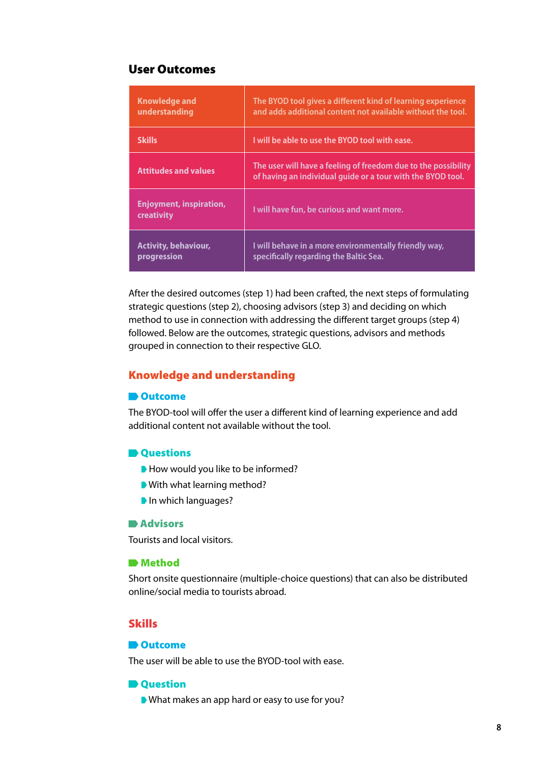## User Outcomes

| Knowledge and understanding | The BYOD tool gives a different kind of learning experience and adds additional content not available without the tool. |
|---|---|
| Skills | I will be able to use the BYOD tool with ease. |
| Attitudes and values | The user will have a feeling of freedom due to the possibility of having an individual guide or a tour with the BYOD tool. |
| Enjoyment, inspiration, creativity | I will have fun, be curious and want more. |
| Activity, behaviour, progression | I will behave in a more environmentally friendly way, specifically regarding the Baltic Sea. |

After the desired outcomes (step 1) had been crafted, the next steps of formulating strategic questions (step 2), choosing advisors (step 3) and deciding on which method to use in connection with addressing the different target groups (step 4) followed. Below are the outcomes, strategic questions, advisors and methods grouped in connection to their respective GLO.

### Knowledge and understanding

#### Outcome

The BYOD-tool will offer the user a different kind of learning experience and add additional content not available without the tool.

#### Questions

- How would you like to be informed?
- With what learning method?
- In which languages?

#### Advisors

Tourists and local visitors.

#### Method

Short onsite questionnaire (multiple-choice questions) that can also be distributed online/social media to tourists abroad.

### Skills

#### Outcome

The user will be able to use the BYOD-tool with ease.

#### Question

- What makes an app hard or easy to use for you?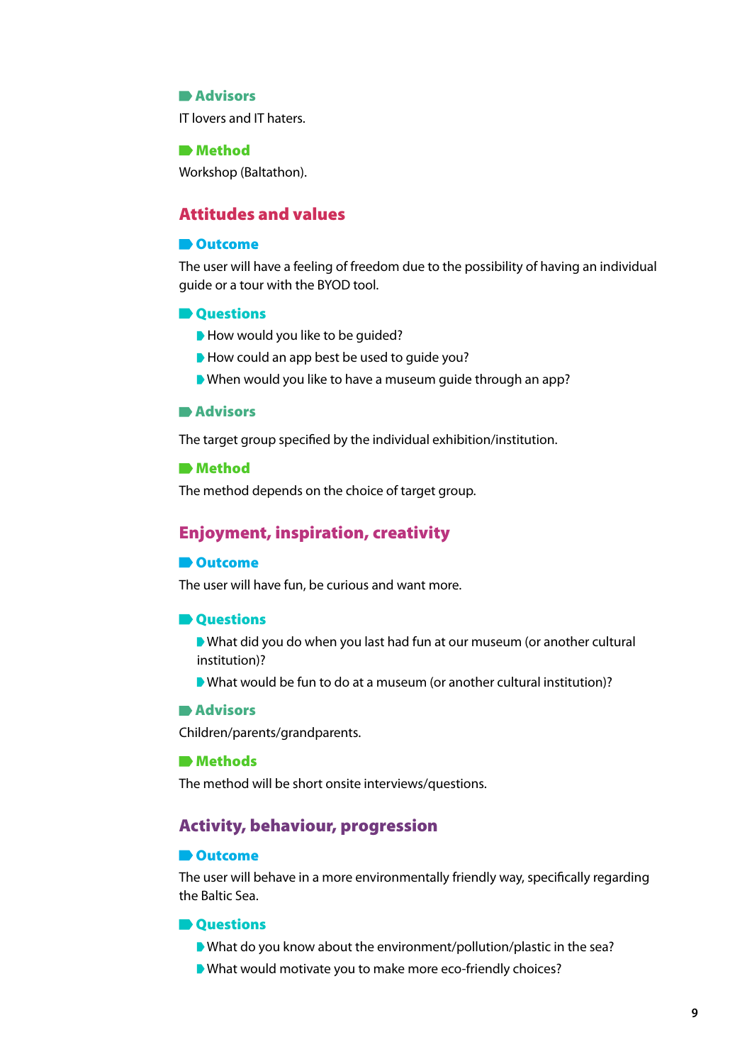#### Advisors

IT lovers and IT haters.

#### Method

Workshop (Baltathon).

## Attitudes and values

#### Outcome

The user will have a feeling of freedom due to the possibility of having an individual guide or a tour with the BYOD tool.

#### Questions

- How would you like to be guided?
- How could an app best be used to guide you?
- When would you like to have a museum guide through an app?

#### Advisors

The target group specified by the individual exhibition/institution.

#### Method

The method depends on the choice of target group.

## Enjoyment, inspiration, creativity

#### Outcome

The user will have fun, be curious and want more.

#### Questions

- What did you do when you last had fun at our museum (or another cultural institution)?
- What would be fun to do at a museum (or another cultural institution)?

#### Advisors

Children/parents/grandparents.

#### Methods

The method will be short onsite interviews/questions.

## Activity, behaviour, progression

#### Outcome

The user will behave in a more environmentally friendly way, specifically regarding the Baltic Sea.

#### Questions

- What do you know about the environment/pollution/plastic in the sea?
- What would motivate you to make more eco-friendly choices?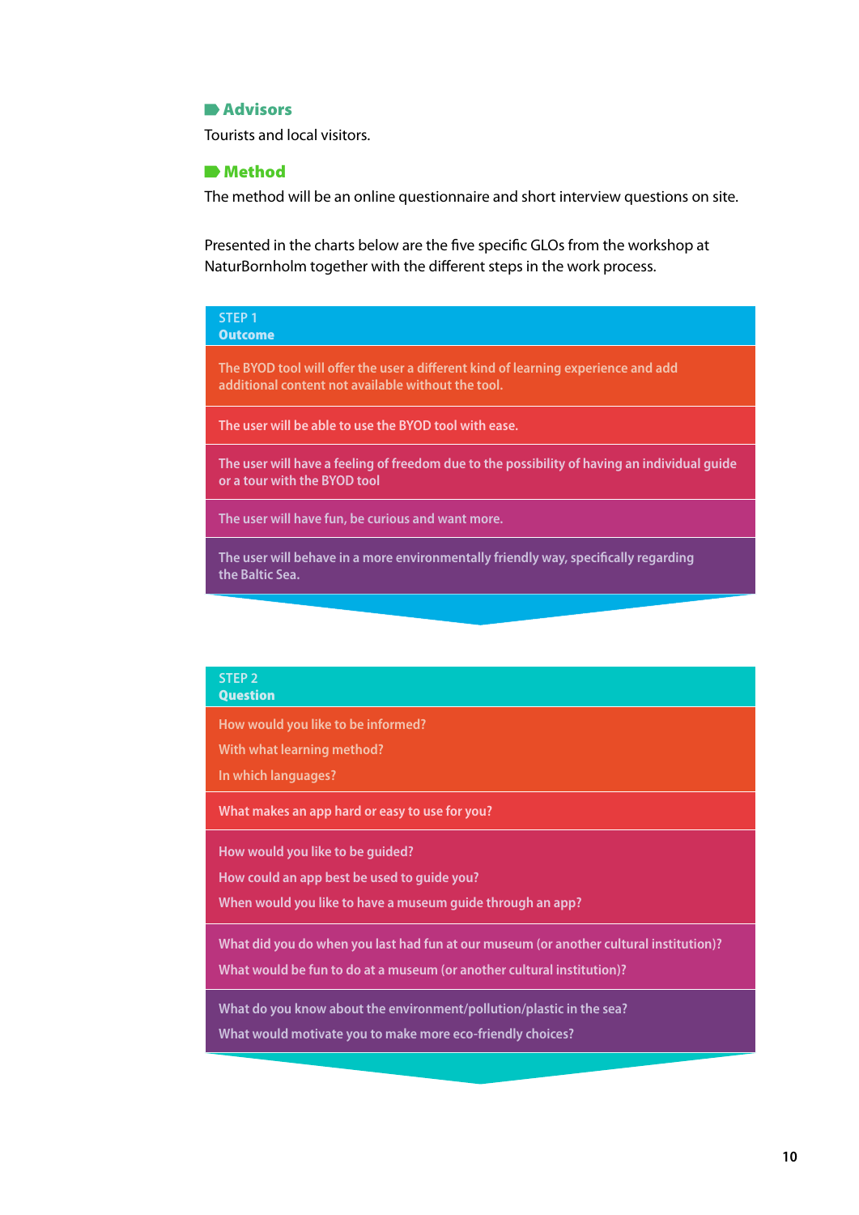### Advisors

Tourists and local visitors.

### Method

The method will be an online questionnaire and short interview questions on site.

Presented in the charts below are the five specific GLOs from the workshop at NaturBornholm together with the different steps in the work process.

| STEP 1 **Outcome** |
|---|
| The BYOD tool will offer the user a different kind of learning experience and add additional content not available without the tool. |
| The user will be able to use the BYOD tool with ease. |
| The user will have a feeling of freedom due to the possibility of having an individual guide or a tour with the BYOD tool |
| The user will have fun, be curious and want more. |
| The user will behave in a more environmentally friendly way, specifically regarding the Baltic Sea. |

| STEP 2 **Question** |
|---|
| How would you like to be informed?<br>With what learning method?<br>In which languages? |
| What makes an app hard or easy to use for you? |
| How would you like to be guided?<br>How could an app best be used to guide you?<br>When would you like to have a museum guide through an app? |
| What did you do when you last had fun at our museum (or another cultural institution)?<br>What would be fun to do at a museum (or another cultural institution)? |
| What do you know about the environment/pollution/plastic in the sea?<br>What would motivate you to make more eco-friendly choices? |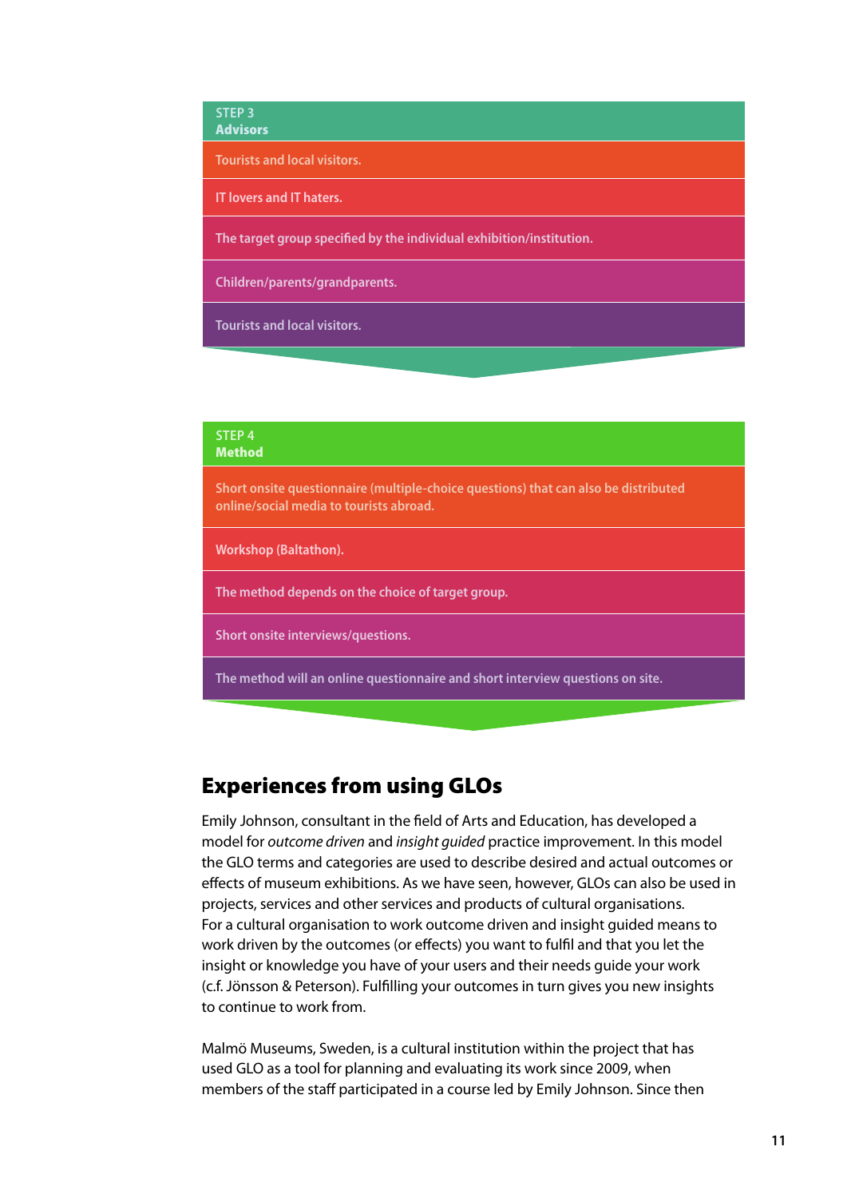STEP 3
**Advisors**

Tourists and local visitors.

IT lovers and IT haters.

The target group specified by the individual exhibition/institution.

Children/parents/grandparents.

Tourists and local visitors.

STEP 4
**Method**

Short onsite questionnaire (multiple-choice questions) that can also be distributed online/social media to tourists abroad.

Workshop (Baltathon).

The method depends on the choice of target group.

Short onsite interviews/questions.

The method will an online questionnaire and short interview questions on site.

## Experiences from using GLOs

Emily Johnson, consultant in the field of Arts and Education, has developed a model for *outcome driven* and *insight guided* practice improvement. In this model the GLO terms and categories are used to describe desired and actual outcomes or effects of museum exhibitions. As we have seen, however, GLOs can also be used in projects, services and other services and products of cultural organisations. For a cultural organisation to work outcome driven and insight guided means to work driven by the outcomes (or effects) you want to fulfil and that you let the insight or knowledge you have of your users and their needs guide your work (c.f. Jönsson & Peterson). Fulfilling your outcomes in turn gives you new insights to continue to work from.

Malmö Museums, Sweden, is a cultural institution within the project that has used GLO as a tool for planning and evaluating its work since 2009, when members of the staff participated in a course led by Emily Johnson. Since then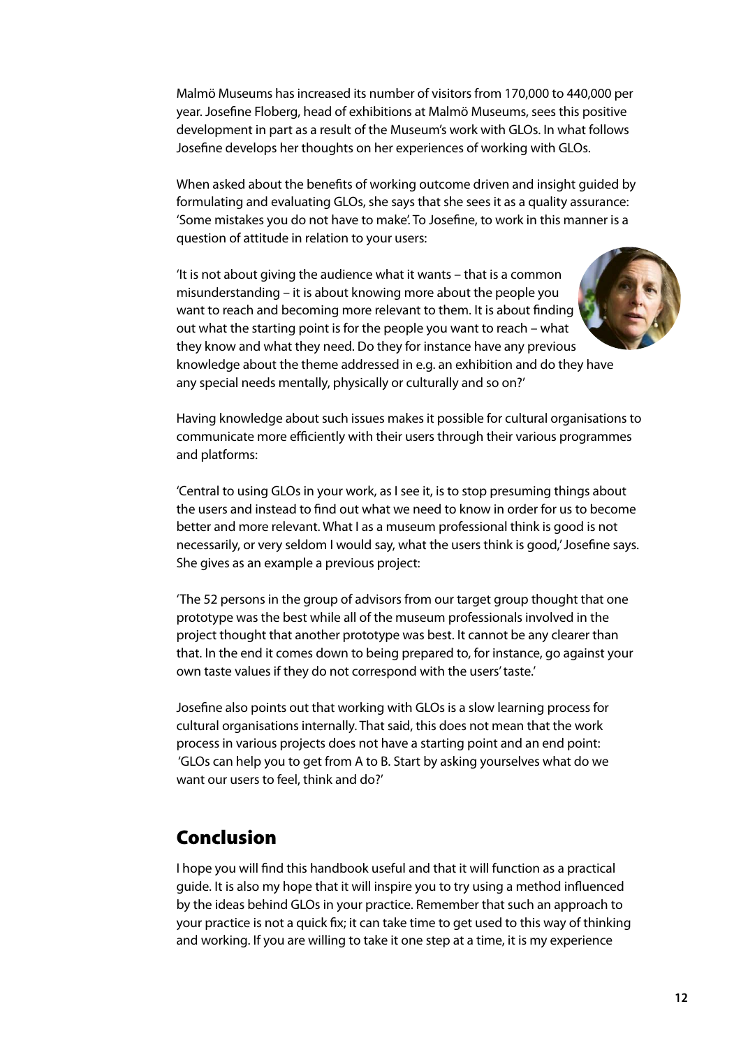Malmö Museums has increased its number of visitors from 170,000 to 440,000 per year. Josefine Floberg, head of exhibitions at Malmö Museums, sees this positive development in part as a result of the Museum's work with GLOs. In what follows Josefine develops her thoughts on her experiences of working with GLOs.

When asked about the benefits of working outcome driven and insight guided by formulating and evaluating GLOs, she says that she sees it as a quality assurance: 'Some mistakes you do not have to make'. To Josefine, to work in this manner is a question of attitude in relation to your users:

'It is not about giving the audience what it wants – that is a common misunderstanding – it is about knowing more about the people you want to reach and becoming more relevant to them. It is about finding out what the starting point is for the people you want to reach – what they know and what they need. Do they for instance have any previous knowledge about the theme addressed in e.g. an exhibition and do they have any special needs mentally, physically or culturally and so on?'

Having knowledge about such issues makes it possible for cultural organisations to communicate more efficiently with their users through their various programmes and platforms:

'Central to using GLOs in your work, as I see it, is to stop presuming things about the users and instead to find out what we need to know in order for us to become better and more relevant. What I as a museum professional think is good is not necessarily, or very seldom I would say, what the users think is good,' Josefine says. She gives as an example a previous project:

'The 52 persons in the group of advisors from our target group thought that one prototype was the best while all of the museum professionals involved in the project thought that another prototype was best. It cannot be any clearer than that. In the end it comes down to being prepared to, for instance, go against your own taste values if they do not correspond with the users' taste.'

Josefine also points out that working with GLOs is a slow learning process for cultural organisations internally. That said, this does not mean that the work process in various projects does not have a starting point and an end point: 'GLOs can help you to get from A to B. Start by asking yourselves what do we want our users to feel, think and do?'

## Conclusion

I hope you will find this handbook useful and that it will function as a practical guide. It is also my hope that it will inspire you to try using a method influenced by the ideas behind GLOs in your practice. Remember that such an approach to your practice is not a quick fix; it can take time to get used to this way of thinking and working. If you are willing to take it one step at a time, it is my experience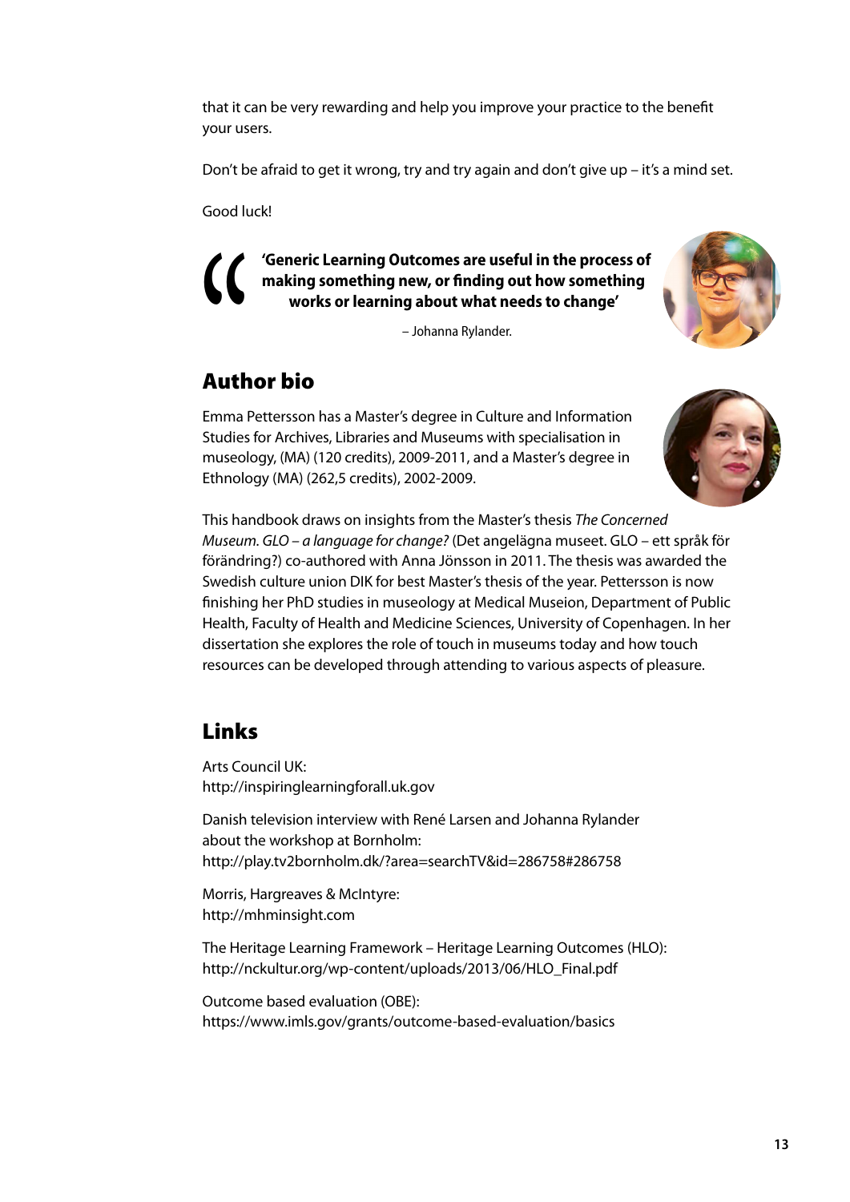that it can be very rewarding and help you improve your practice to the benefit your users.

Don't be afraid to get it wrong, try and try again and don't give up – it's a mind set.

Good luck!

> **'Generic Learning Outcomes are useful in the process of making something new, or finding out how something works or learning about what needs to change'**
>
> – Johanna Rylander.

## Author bio

Emma Pettersson has a Master's degree in Culture and Information Studies for Archives, Libraries and Museums with specialisation in museology, (MA) (120 credits), 2009-2011, and a Master's degree in Ethnology (MA) (262,5 credits), 2002-2009.

This handbook draws on insights from the Master's thesis *The Concerned Museum. GLO – a language for change?* (Det angelägna museet. GLO – ett språk för förändring?) co-authored with Anna Jönsson in 2011. The thesis was awarded the Swedish culture union DIK for best Master's thesis of the year. Pettersson is now finishing her PhD studies in museology at Medical Museion, Department of Public Health, Faculty of Health and Medicine Sciences, University of Copenhagen. In her dissertation she explores the role of touch in museums today and how touch resources can be developed through attending to various aspects of pleasure.

## Links

Arts Council UK:
http://inspiringlearningforall.uk.gov

Danish television interview with René Larsen and Johanna Rylander about the workshop at Bornholm:
http://play.tv2bornholm.dk/?area=searchTV&id=286758#286758

Morris, Hargreaves & McIntyre:
http://mhminsight.com

The Heritage Learning Framework – Heritage Learning Outcomes (HLO):
http://nckultur.org/wp-content/uploads/2013/06/HLO_Final.pdf

Outcome based evaluation (OBE):
https://www.imls.gov/grants/outcome-based-evaluation/basics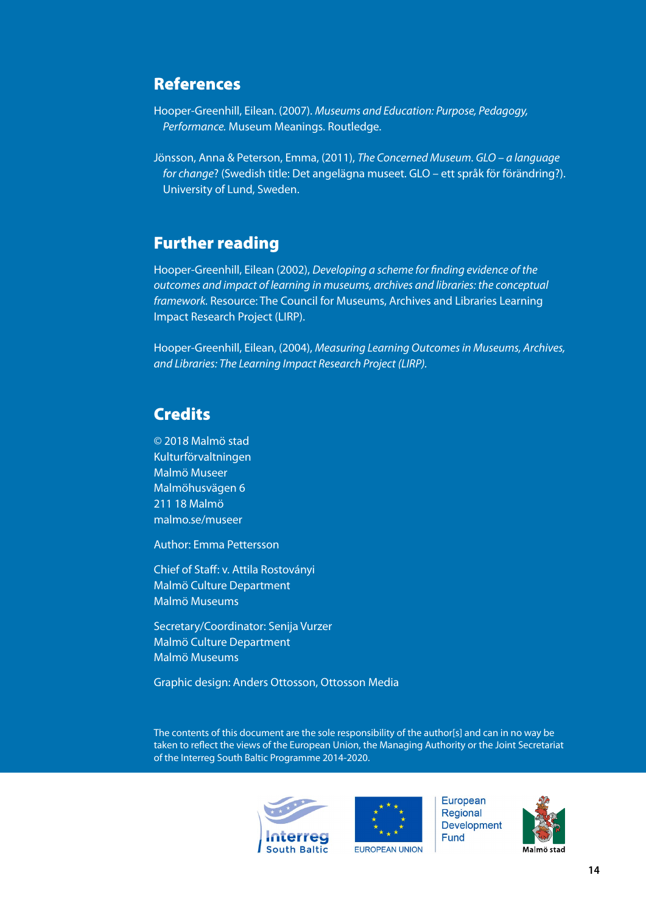## References

Hooper-Greenhill, Eilean. (2007). *Museums and Education: Purpose, Pedagogy, Performance.* Museum Meanings. Routledge.

Jönsson, Anna & Peterson, Emma, (2011), *The Concerned Museum. GLO – a language for change*? (Swedish title: Det angelägna museet. GLO – ett språk för förändring?). University of Lund, Sweden.

## Further reading

Hooper-Greenhill, Eilean (2002), *Developing a scheme for finding evidence of the outcomes and impact of learning in museums, archives and libraries: the conceptual framework.* Resource: The Council for Museums, Archives and Libraries Learning Impact Research Project (LIRP).

Hooper-Greenhill, Eilean, (2004), *Measuring Learning Outcomes in Museums, Archives, and Libraries: The Learning Impact Research Project (LIRP).*

## Credits

© 2018 Malmö stad
Kulturförvaltningen
Malmö Museer
Malmöhusvägen 6
211 18 Malmö
malmo.se/museer

Author: Emma Pettersson

Chief of Staff: v. Attila Rostoványi
Malmö Culture Department
Malmö Museums

Secretary/Coordinator: Senija Vurzer
Malmö Culture Department
Malmö Museums

Graphic design: Anders Ottosson, Ottosson Media

The contents of this document are the sole responsibility of the author[s] and can in no way be taken to reflect the views of the European Union, the Managing Authority or the Joint Secretariat of the Interreg South Baltic Programme 2014-2020.

Interreg South Baltic

EUROPEAN UNION

European Regional Development Fund

Malmö stad